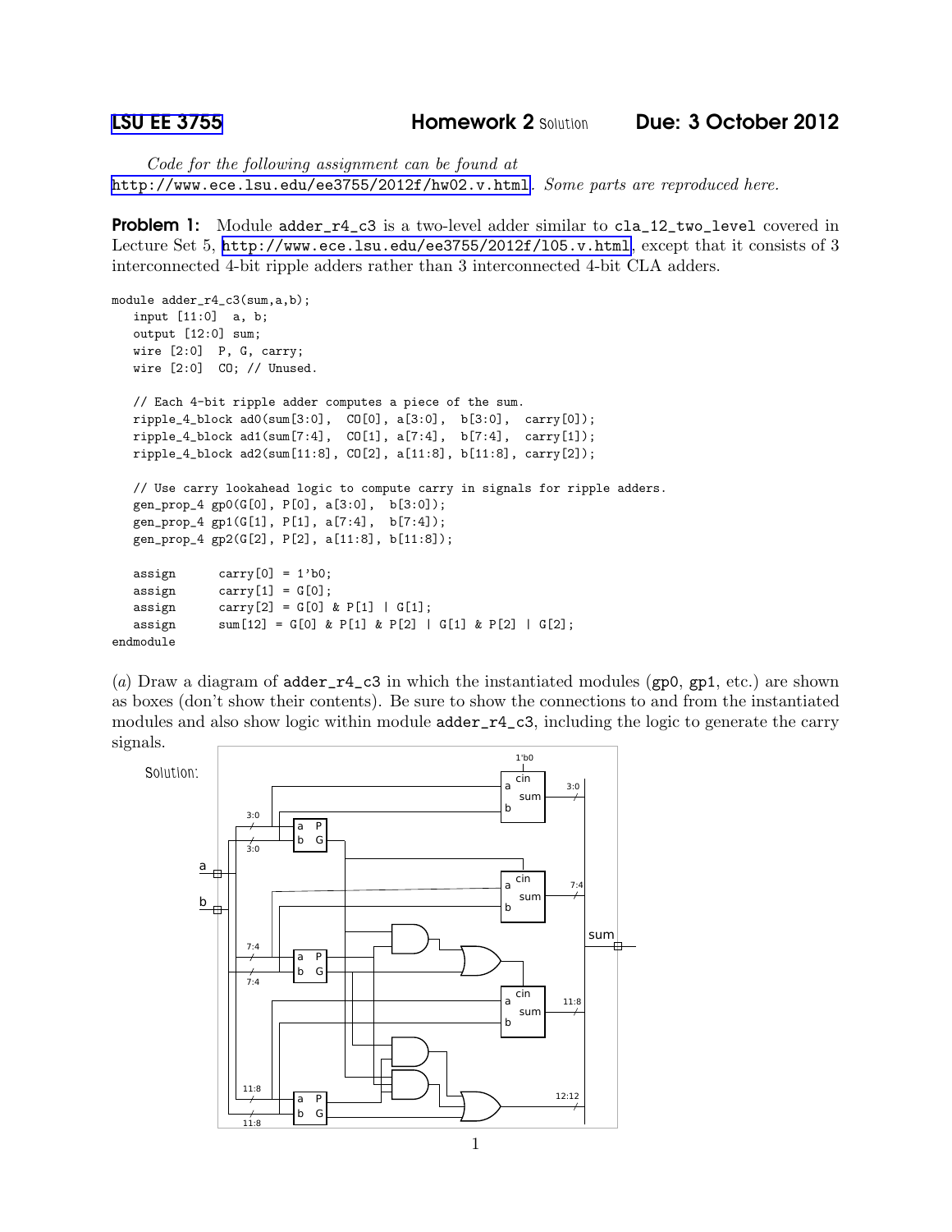**LSU EE 3755** **Homework 2** Solution **Due: 3 October 2012**

*Code for the following assignment can be found at* http://www.ece.lsu.edu/ee3755/2012f/hw02.v.html. *Some parts are reproduced here.*

**Problem 1:** Module `adder_r4_c3` is a two-level adder similar to `cla_12_two_level` covered in Lecture Set 5, http://www.ece.lsu.edu/ee3755/2012f/l05.v.html, except that it consists of 3 interconnected 4-bit ripple adders rather than 3 interconnected 4-bit CLA adders.

```
module adder_r4_c3(sum,a,b);
   input [11:0]  a, b;
   output [12:0] sum;
   wire [2:0]  P, G, carry;
   wire [2:0]  CO; // Unused.

   // Each 4-bit ripple adder computes a piece of the sum.
   ripple_4_block ad0(sum[3:0],  CO[0], a[3:0],  b[3:0],  carry[0]);
   ripple_4_block ad1(sum[7:4],  CO[1], a[7:4],  b[7:4],  carry[1]);
   ripple_4_block ad2(sum[11:8], CO[2], a[11:8], b[11:8], carry[2]);

   // Use carry lookahead logic to compute carry in signals for ripple adders.
   gen_prop_4 gp0(G[0], P[0], a[3:0],  b[3:0]);
   gen_prop_4 gp1(G[1], P[1], a[7:4],  b[7:4]);
   gen_prop_4 gp2(G[2], P[2], a[11:8], b[11:8]);

   assign      carry[0] = 1'b0;
   assign      carry[1] = G[0];
   assign      carry[2] = G[0] & P[1] | G[1];
   assign      sum[12] = G[0] & P[1] & P[2] | G[1] & P[2] | G[2];
endmodule
```

(*a*) Draw a diagram of `adder_r4_c3` in which the instantiated modules (`gp0`, `gp1`, etc.) are shown as boxes (don't show their contents). Be sure to show the connections to and from the instantiated modules and also show logic within module `adder_r4_c3`, including the logic to generate the carry signals.

Solution: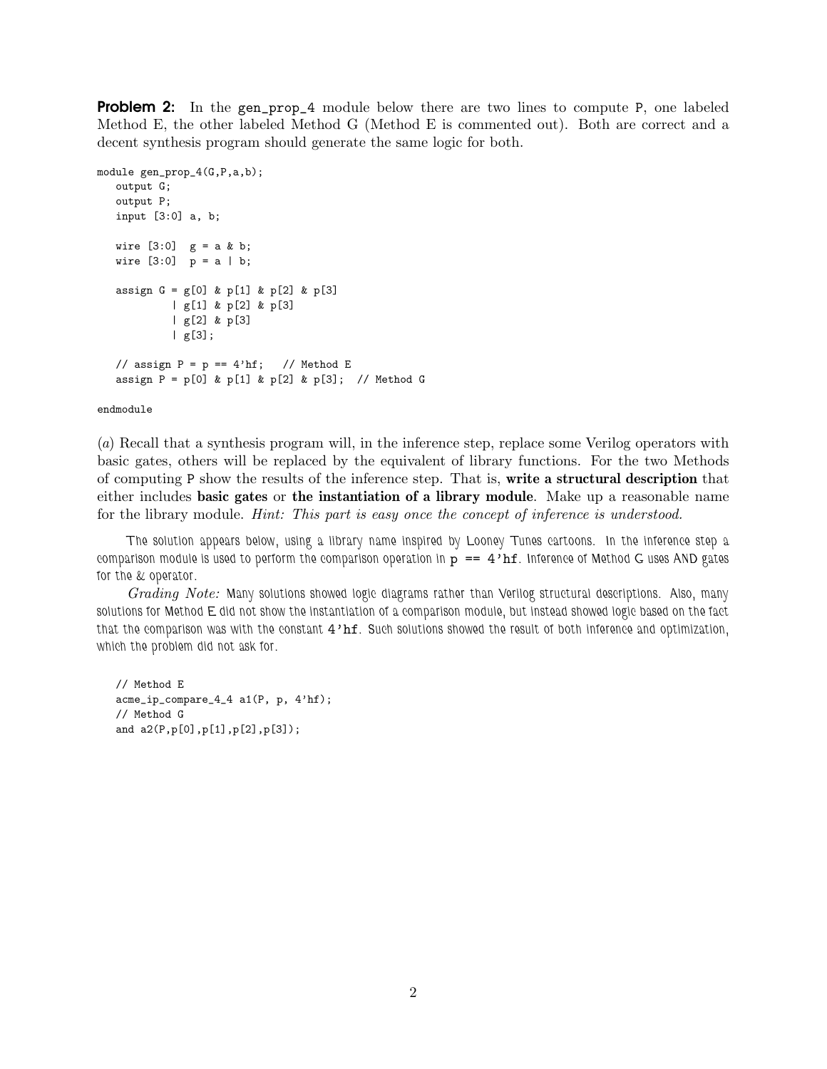**Problem 2:** In the gen_prop_4 module below there are two lines to compute P, one labeled Method E, the other labeled Method G (Method E is commented out). Both are correct and a decent synthesis program should generate the same logic for both.

```
module gen_prop_4(G,P,a,b);
   output G;
   output P;
   input [3:0] a, b;

   wire [3:0]  g = a & b;
   wire [3:0]  p = a | b;

   assign G = g[0] & p[1] & p[2] & p[3]
            | g[1] & p[2] & p[3]
            | g[2] & p[3]
            | g[3];

   // assign P = p == 4'hf;   // Method E
   assign P = p[0] & p[1] & p[2] & p[3];  // Method G

endmodule
```

(*a*) Recall that a synthesis program will, in the inference step, replace some Verilog operators with basic gates, others will be replaced by the equivalent of library functions. For the two Methods of computing P show the results of the inference step. That is, **write a structural description** that either includes **basic gates** or **the instantiation of a library module**. Make up a reasonable name for the library module. *Hint: This part is easy once the concept of inference is understood.*

The solution appears below, using a library name inspired by Looney Tunes cartoons. In the inference step a comparison module is used to perform the comparison operation in `p == 4'hf`. Inference of Method G uses AND gates for the & operator.

*Grading Note:* Many solutions showed logic diagrams rather than Verilog structural descriptions. Also, many solutions for Method E did not show the instantiation of a comparison module, but instead showed logic based on the fact that the comparison was with the constant `4'hf`. Such solutions showed the result of both inference and optimization, which the problem did not ask for.

```
   // Method E
   acme_ip_compare_4_4 a1(P, p, 4'hf);
   // Method G
   and a2(P,p[0],p[1],p[2],p[3]);
```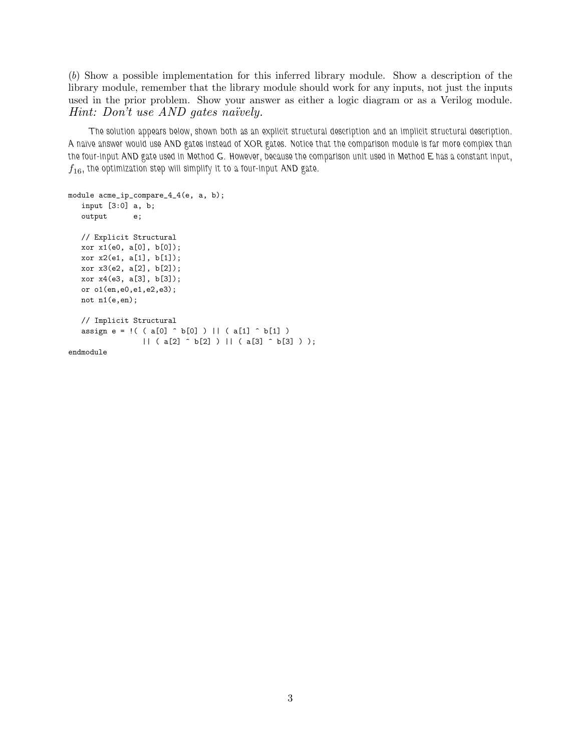(*b*) Show a possible implementation for this inferred library module. Show a description of the library module, remember that the library module should work for any inputs, not just the inputs used in the prior problem. Show your answer as either a logic diagram or as a Verilog module. *Hint: Don't use AND gates naïvely.*

The solution appears below, shown both as an explicit structural description and an implicit structural description. A naive answer would use AND gates instead of XOR gates. Notice that the comparison module is far more complex than the four-input AND gate used in Method G. However, because the comparison unit used in Method E has a constant input, $f_{16}$, the optimization step will simplify it to a four-input AND gate.

```
module acme_ip_compare_4_4(e, a, b);
   input [3:0] a, b;
   output      e;

   // Explicit Structural
   xor x1(e0, a[0], b[0]);
   xor x2(e1, a[1], b[1]);
   xor x3(e2, a[2], b[2]);
   xor x4(e3, a[3], b[3]);
   or o1(en,e0,e1,e2,e3);
   not n1(e,en);

   // Implicit Structural
   assign e = !( ( a[0] ^ b[0] ) || ( a[1] ^ b[1] )
                || ( a[2] ^ b[2] ) || ( a[3] ^ b[3] ) );
endmodule
```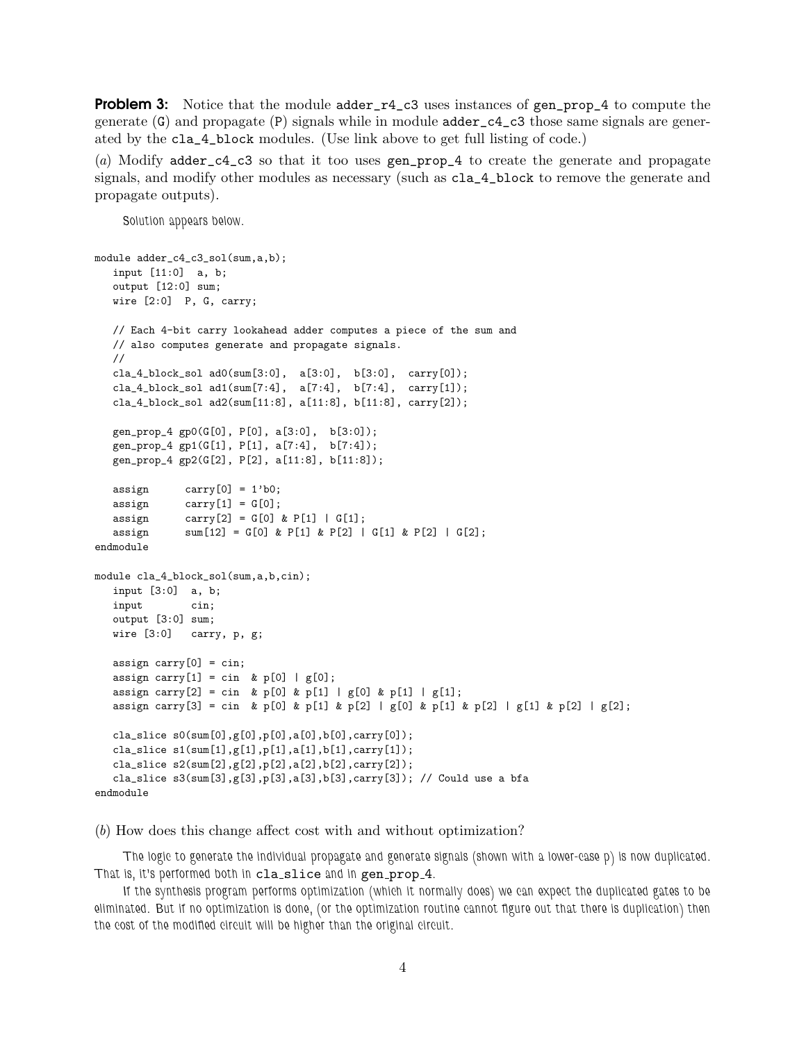**Problem 3:** Notice that the module adder_r4_c3 uses instances of gen_prop_4 to compute the generate (G) and propagate (P) signals while in module adder_c4_c3 those same signals are generated by the cla_4_block modules. (Use link above to get full listing of code.)

(*a*) Modify adder_c4_c3 so that it too uses gen_prop_4 to create the generate and propagate signals, and modify other modules as necessary (such as cla_4_block to remove the generate and propagate outputs).

Solution appears below.

```
module adder_c4_c3_sol(sum,a,b);
   input [11:0]  a, b;
   output [12:0] sum;
   wire [2:0]  P, G, carry;

   // Each 4-bit carry lookahead adder computes a piece of the sum and
   // also computes generate and propagate signals.
   //
   cla_4_block_sol ad0(sum[3:0],  a[3:0],  b[3:0],  carry[0]);
   cla_4_block_sol ad1(sum[7:4],  a[7:4],  b[7:4],  carry[1]);
   cla_4_block_sol ad2(sum[11:8], a[11:8], b[11:8], carry[2]);

   gen_prop_4 gp0(G[0], P[0], a[3:0],  b[3:0]);
   gen_prop_4 gp1(G[1], P[1], a[7:4],  b[7:4]);
   gen_prop_4 gp2(G[2], P[2], a[11:8], b[11:8]);

   assign      carry[0] = 1'b0;
   assign      carry[1] = G[0];
   assign      carry[2] = G[0] & P[1] | G[1];
   assign      sum[12] = G[0] & P[1] & P[2] | G[1] & P[2] | G[2];
endmodule

module cla_4_block_sol(sum,a,b,cin);
   input [3:0]  a, b;
   input        cin;
   output [3:0] sum;
   wire [3:0]   carry, p, g;

   assign carry[0] = cin;
   assign carry[1] = cin  & p[0] | g[0];
   assign carry[2] = cin  & p[0] & p[1] | g[0] & p[1] | g[1];
   assign carry[3] = cin  & p[0] & p[1] & p[2] | g[0] & p[1] & p[2] | g[1] & p[2] | g[2];

   cla_slice s0(sum[0],g[0],p[0],a[0],b[0],carry[0]);
   cla_slice s1(sum[1],g[1],p[1],a[1],b[1],carry[1]);
   cla_slice s2(sum[2],g[2],p[2],a[2],b[2],carry[2]);
   cla_slice s3(sum[3],g[3],p[3],a[3],b[3],carry[3]); // Could use a bfa
endmodule
```

(*b*) How does this change affect cost with and without optimization?

The logic to generate the individual propagate and generate signals (shown with a lower-case p) is now duplicated. That is, it's performed both in cla_slice and in gen_prop_4.

If the synthesis program performs optimization (which it normally does) we can expect the duplicated gates to be eliminated. But if no optimization is done, (or the optimization routine cannot figure out that there is duplication) then the cost of the modified circuit will be higher than the original circuit.